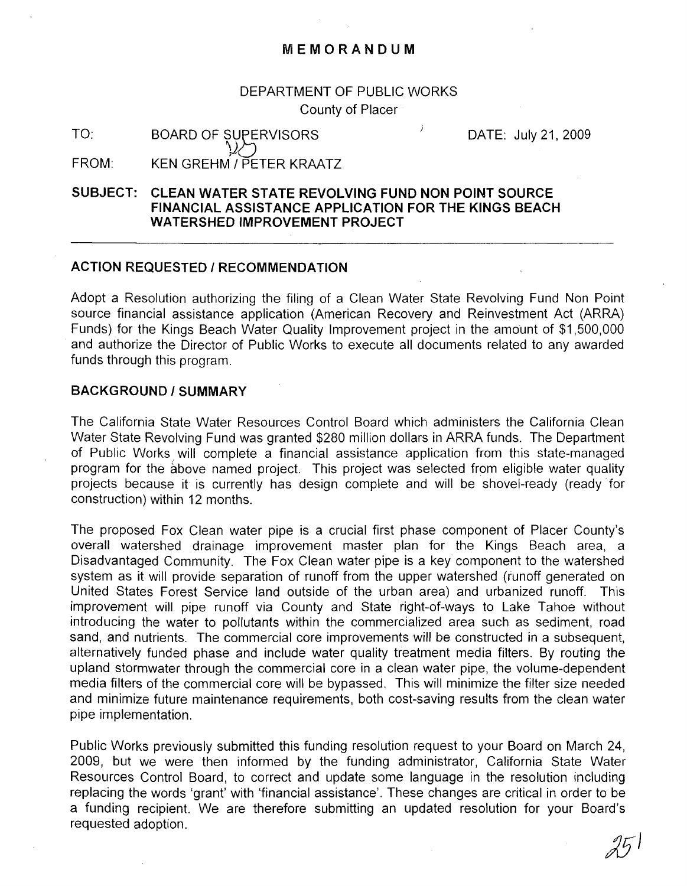# MEMORANDUM

DEPARTMENT OF PUBLIC WORKS
County of Placer

TO: BOARD OF SUPERVISORS DATE: July 21, 2009

FROM: KEN GREHM / PETER KRAATZ

**SUBJECT: CLEAN WATER STATE REVOLVING FUND NON POINT SOURCE FINANCIAL ASSISTANCE APPLICATION FOR THE KINGS BEACH WATERSHED IMPROVEMENT PROJECT**

---

## ACTION REQUESTED / RECOMMENDATION

Adopt a Resolution authorizing the filing of a Clean Water State Revolving Fund Non Point source financial assistance application (American Recovery and Reinvestment Act (ARRA) Funds) for the Kings Beach Water Quality Improvement project in the amount of $1,500,000 and authorize the Director of Public Works to execute all documents related to any awarded funds through this program.

## BACKGROUND / SUMMARY

The California State Water Resources Control Board which administers the California Clean Water State Revolving Fund was granted $280 million dollars in ARRA funds. The Department of Public Works will complete a financial assistance application from this state-managed program for the above named project. This project was selected from eligible water quality projects because it is currently has design complete and will be shovel-ready (ready for construction) within 12 months.

The proposed Fox Clean water pipe is a crucial first phase component of Placer County's overall watershed drainage improvement master plan for the Kings Beach area, a Disadvantaged Community. The Fox Clean water pipe is a key component to the watershed system as it will provide separation of runoff from the upper watershed (runoff generated on United States Forest Service land outside of the urban area) and urbanized runoff. This improvement will pipe runoff via County and State right-of-ways to Lake Tahoe without introducing the water to pollutants within the commercialized area such as sediment, road sand, and nutrients. The commercial core improvements will be constructed in a subsequent, alternatively funded phase and include water quality treatment media filters. By routing the upland stormwater through the commercial core in a clean water pipe, the volume-dependent media filters of the commercial core will be bypassed. This will minimize the filter size needed and minimize future maintenance requirements, both cost-saving results from the clean water pipe implementation.

Public Works previously submitted this funding resolution request to your Board on March 24, 2009, but we were then informed by the funding administrator, California State Water Resources Control Board, to correct and update some language in the resolution including replacing the words 'grant' with 'financial assistance'. These changes are critical in order to be a funding recipient. We are therefore submitting an updated resolution for your Board's requested adoption.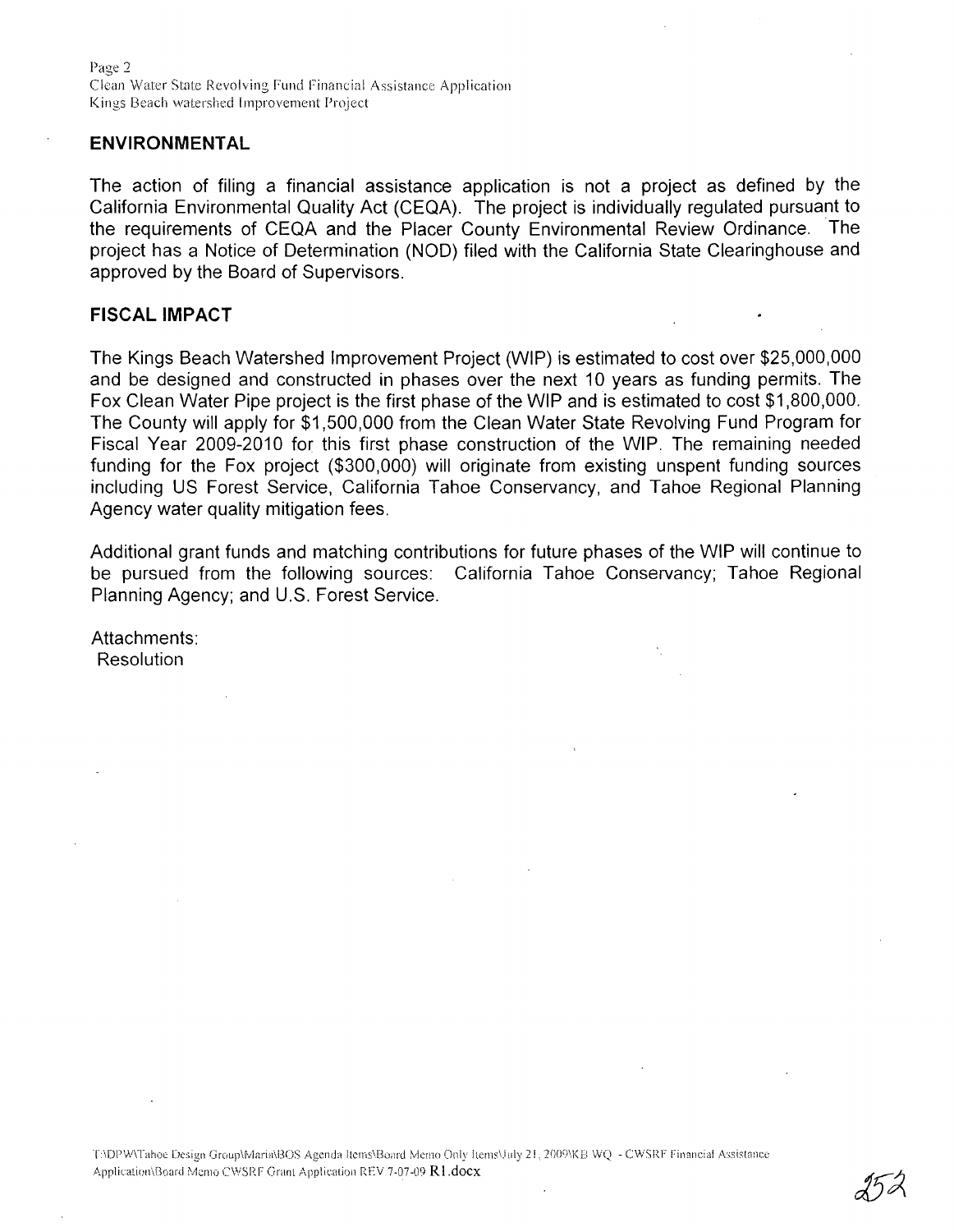## ENVIRONMENTAL

The action of filing a financial assistance application is not a project as defined by the California Environmental Quality Act (CEQA). The project is individually regulated pursuant to the requirements of CEQA and the Placer County Environmental Review Ordinance. The project has a Notice of Determination (NOD) filed with the California State Clearinghouse and approved by the Board of Supervisors.

## FISCAL IMPACT

The Kings Beach Watershed Improvement Project (WIP) is estimated to cost over $25,000,000 and be designed and constructed in phases over the next 10 years as funding permits. The Fox Clean Water Pipe project is the first phase of the WIP and is estimated to cost $1,800,000. The County will apply for $1,500,000 from the Clean Water State Revolving Fund Program for Fiscal Year 2009-2010 for this first phase construction of the WIP. The remaining needed funding for the Fox project ($300,000) will originate from existing unspent funding sources including US Forest Service, California Tahoe Conservancy, and Tahoe Regional Planning Agency water quality mitigation fees.

Additional grant funds and matching contributions for future phases of the WIP will continue to be pursued from the following sources: California Tahoe Conservancy; Tahoe Regional Planning Agency; and U.S. Forest Service.

Attachments:
Resolution

T:\DPW\Tahoe Design Group\Maria\BOS Agenda Items\Board Memo Only Items\July 21, 2009\KB WQ - CWSRF Financial Assistance Application\Board Memo CWSRF Grant Application REV 7-07-09 R1.docx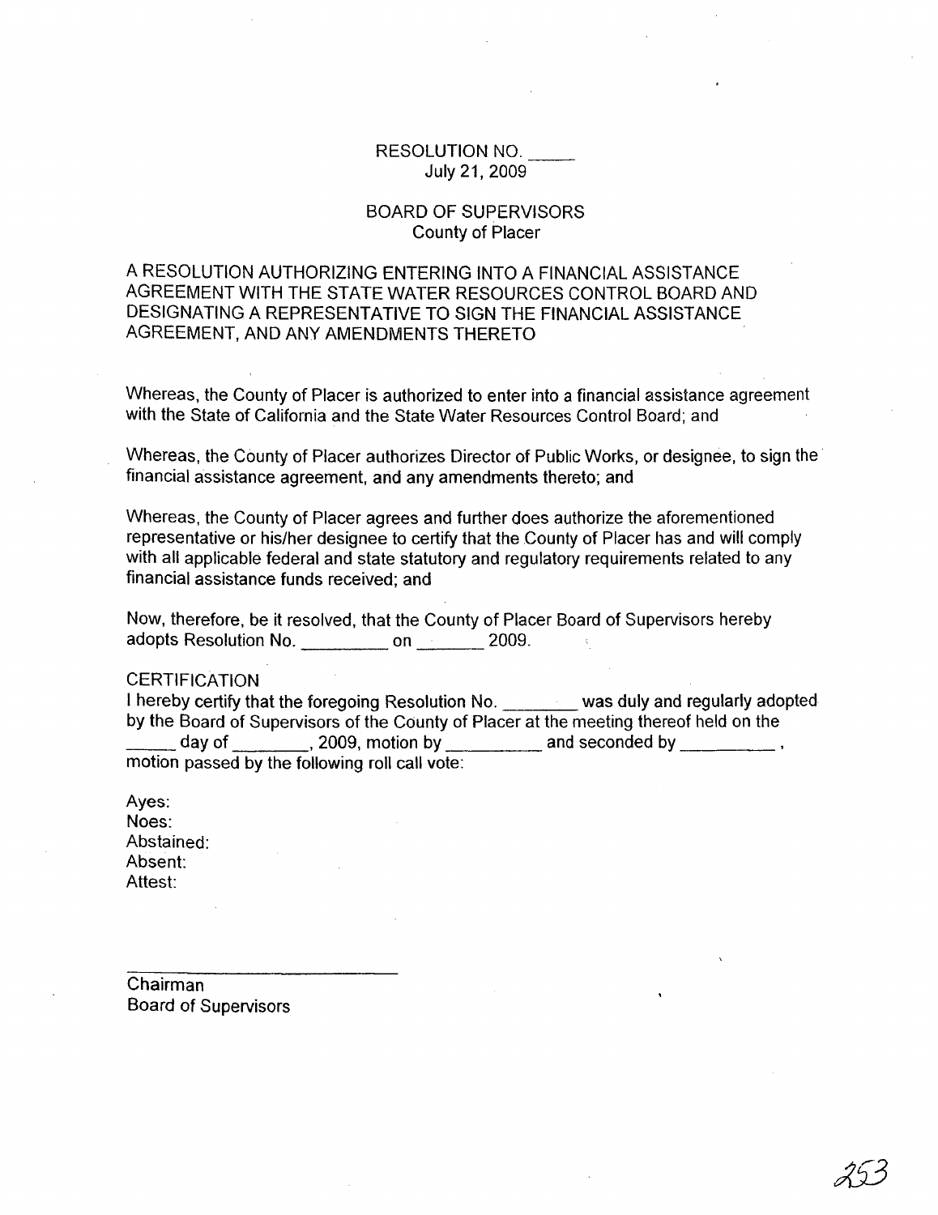RESOLUTION NO. _____
July 21, 2009

BOARD OF SUPERVISORS
County of Placer

A RESOLUTION AUTHORIZING ENTERING INTO A FINANCIAL ASSISTANCE AGREEMENT WITH THE STATE WATER RESOURCES CONTROL BOARD AND DESIGNATING A REPRESENTATIVE TO SIGN THE FINANCIAL ASSISTANCE AGREEMENT, AND ANY AMENDMENTS THERETO

Whereas, the County of Placer is authorized to enter into a financial assistance agreement with the State of California and the State Water Resources Control Board; and

Whereas, the County of Placer authorizes Director of Public Works, or designee, to sign the financial assistance agreement, and any amendments thereto; and

Whereas, the County of Placer agrees and further does authorize the aforementioned representative or his/her designee to certify that the County of Placer has and will comply with all applicable federal and state statutory and regulatory requirements related to any financial assistance funds received; and

Now, therefore, be it resolved, that the County of Placer Board of Supervisors hereby adopts Resolution No. _________ on _______ 2009.

CERTIFICATION
I hereby certify that the foregoing Resolution No. ________ was duly and regularly adopted by the Board of Supervisors of the County of Placer at the meeting thereof held on the _____ day of ________, 2009, motion by __________ and seconded by __________, motion passed by the following roll call vote:

Ayes:
Noes:
Abstained:
Absent:
Attest:

___________________________
Chairman
Board of Supervisors